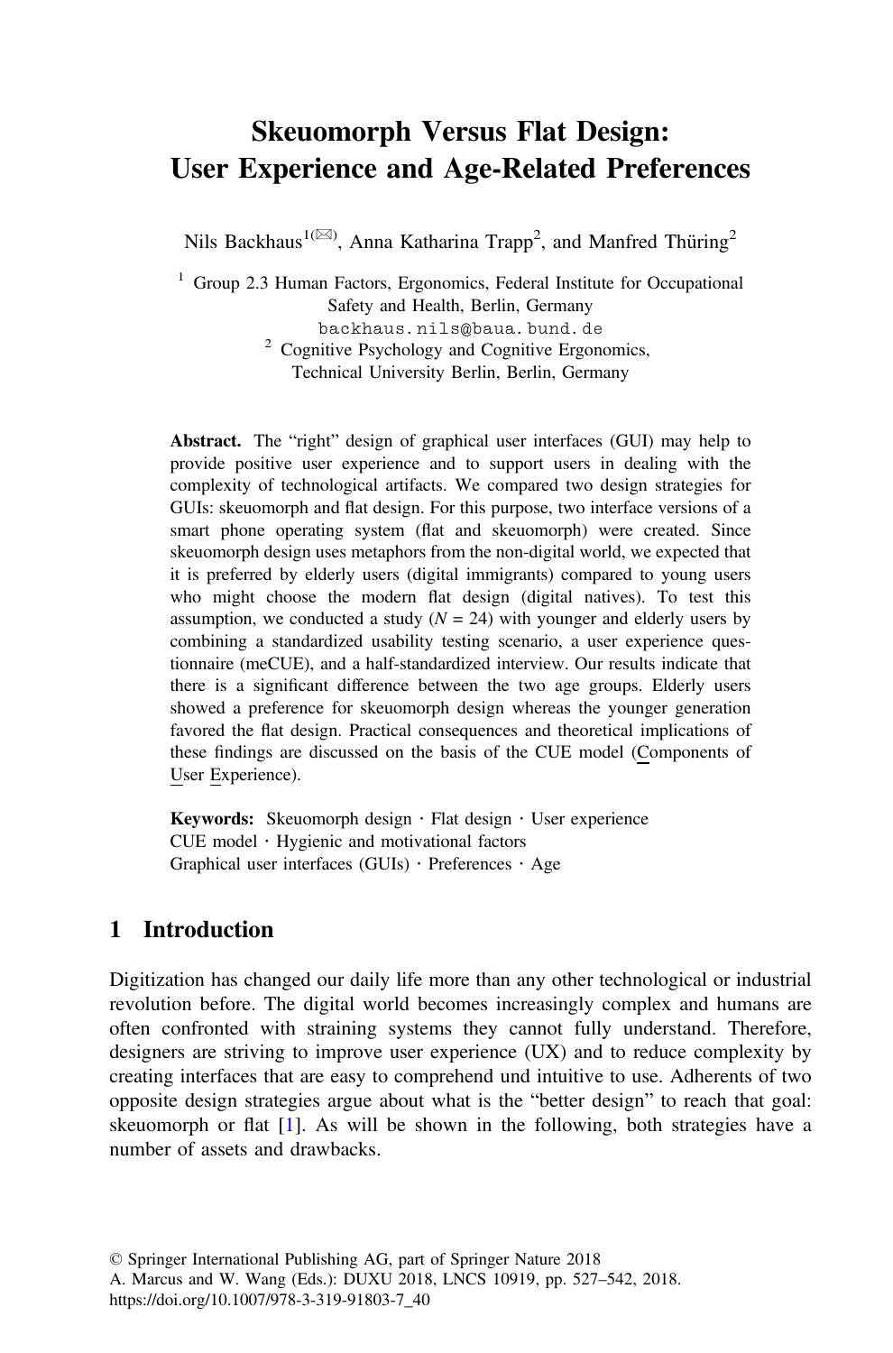# Skeuomorph Versus Flat Design: User Experience and Age-Related Preferences

Nils Backhaus[1(✉)], Anna Katharina Trapp[2], and Manfred Thüring[2]

[1] Group 2.3 Human Factors, Ergonomics, Federal Institute for Occupational Safety and Health, Berlin, Germany
backhaus.nils@baua.bund.de

[2] Cognitive Psychology and Cognitive Ergonomics, Technical University Berlin, Berlin, Germany

**Abstract.** The "right" design of graphical user interfaces (GUI) may help to provide positive user experience and to support users in dealing with the complexity of technological artifacts. We compared two design strategies for GUIs: skeuomorph and flat design. For this purpose, two interface versions of a smart phone operating system (flat and skeuomorph) were created. Since skeuomorph design uses metaphors from the non-digital world, we expected that it is preferred by elderly users (digital immigrants) compared to young users who might choose the modern flat design (digital natives). To test this assumption, we conducted a study ($N = 24$) with younger and elderly users by combining a standardized usability testing scenario, a user experience questionnaire (meCUE), and a half-standardized interview. Our results indicate that there is a significant difference between the two age groups. Elderly users showed a preference for skeuomorph design whereas the younger generation favored the flat design. Practical consequences and theoretical implications of these findings are discussed on the basis of the CUE model (Components of User Experience).

**Keywords:** Skeuomorph design · Flat design · User experience
CUE model · Hygienic and motivational factors
Graphical user interfaces (GUIs) · Preferences · Age

## 1 Introduction

Digitization has changed our daily life more than any other technological or industrial revolution before. The digital world becomes increasingly complex and humans are often confronted with straining systems they cannot fully understand. Therefore, designers are striving to improve user experience (UX) and to reduce complexity by creating interfaces that are easy to comprehend und intuitive to use. Adherents of two opposite design strategies argue about what is the "better design" to reach that goal: skeuomorph or flat [1]. As will be shown in the following, both strategies have a number of assets and drawbacks.

© Springer International Publishing AG, part of Springer Nature 2018
A. Marcus and W. Wang (Eds.): DUXU 2018, LNCS 10919, pp. 527–542, 2018.
https://doi.org/10.1007/978-3-319-91803-7_40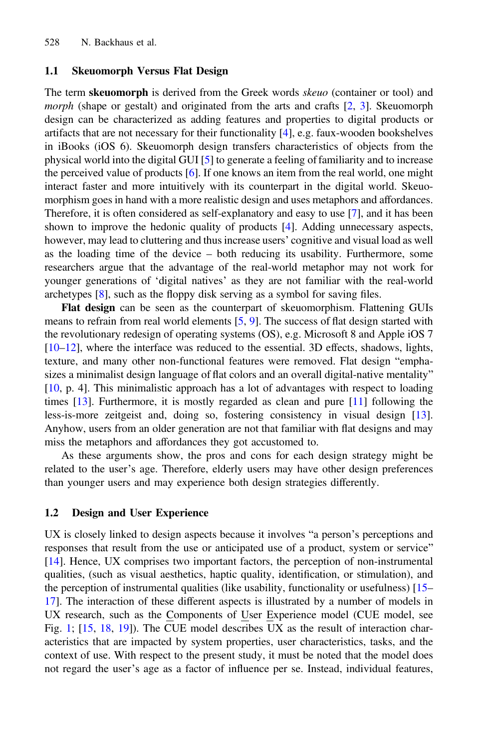### 1.1 Skeuomorph Versus Flat Design

The term **skeuomorph** is derived from the Greek words *skeuo* (container or tool) and *morph* (shape or gestalt) and originated from the arts and crafts [2, 3]. Skeuomorph design can be characterized as adding features and properties to digital products or artifacts that are not necessary for their functionality [4], e.g. faux-wooden bookshelves in iBooks (iOS 6). Skeuomorph design transfers characteristics of objects from the physical world into the digital GUI [5] to generate a feeling of familiarity and to increase the perceived value of products [6]. If one knows an item from the real world, one might interact faster and more intuitively with its counterpart in the digital world. Skeuomorphism goes in hand with a more realistic design and uses metaphors and affordances. Therefore, it is often considered as self-explanatory and easy to use [7], and it has been shown to improve the hedonic quality of products [4]. Adding unnecessary aspects, however, may lead to cluttering and thus increase users' cognitive and visual load as well as the loading time of the device – both reducing its usability. Furthermore, some researchers argue that the advantage of the real-world metaphor may not work for younger generations of 'digital natives' as they are not familiar with the real-world archetypes [8], such as the floppy disk serving as a symbol for saving files.

**Flat design** can be seen as the counterpart of skeuomorphism. Flattening GUIs means to refrain from real world elements [5, 9]. The success of flat design started with the revolutionary redesign of operating systems (OS), e.g. Microsoft 8 and Apple iOS 7 [10–12], where the interface was reduced to the essential. 3D effects, shadows, lights, texture, and many other non-functional features were removed. Flat design "emphasizes a minimalist design language of flat colors and an overall digital-native mentality" [10, p. 4]. This minimalistic approach has a lot of advantages with respect to loading times [13]. Furthermore, it is mostly regarded as clean and pure [11] following the less-is-more zeitgeist and, doing so, fostering consistency in visual design [13]. Anyhow, users from an older generation are not that familiar with flat designs and may miss the metaphors and affordances they got accustomed to.

As these arguments show, the pros and cons for each design strategy might be related to the user's age. Therefore, elderly users may have other design preferences than younger users and may experience both design strategies differently.

### 1.2 Design and User Experience

UX is closely linked to design aspects because it involves "a person's perceptions and responses that result from the use or anticipated use of a product, system or service" [14]. Hence, UX comprises two important factors, the perception of non-instrumental qualities, (such as visual aesthetics, haptic quality, identification, or stimulation), and the perception of instrumental qualities (like usability, functionality or usefulness) [15–17]. The interaction of these different aspects is illustrated by a number of models in UX research, such as the Components of User Experience model (CUE model, see Fig. 1; [15, 18, 19]). The CUE model describes UX as the result of interaction characteristics that are impacted by system properties, user characteristics, tasks, and the context of use. With respect to the present study, it must be noted that the model does not regard the user's age as a factor of influence per se. Instead, individual features,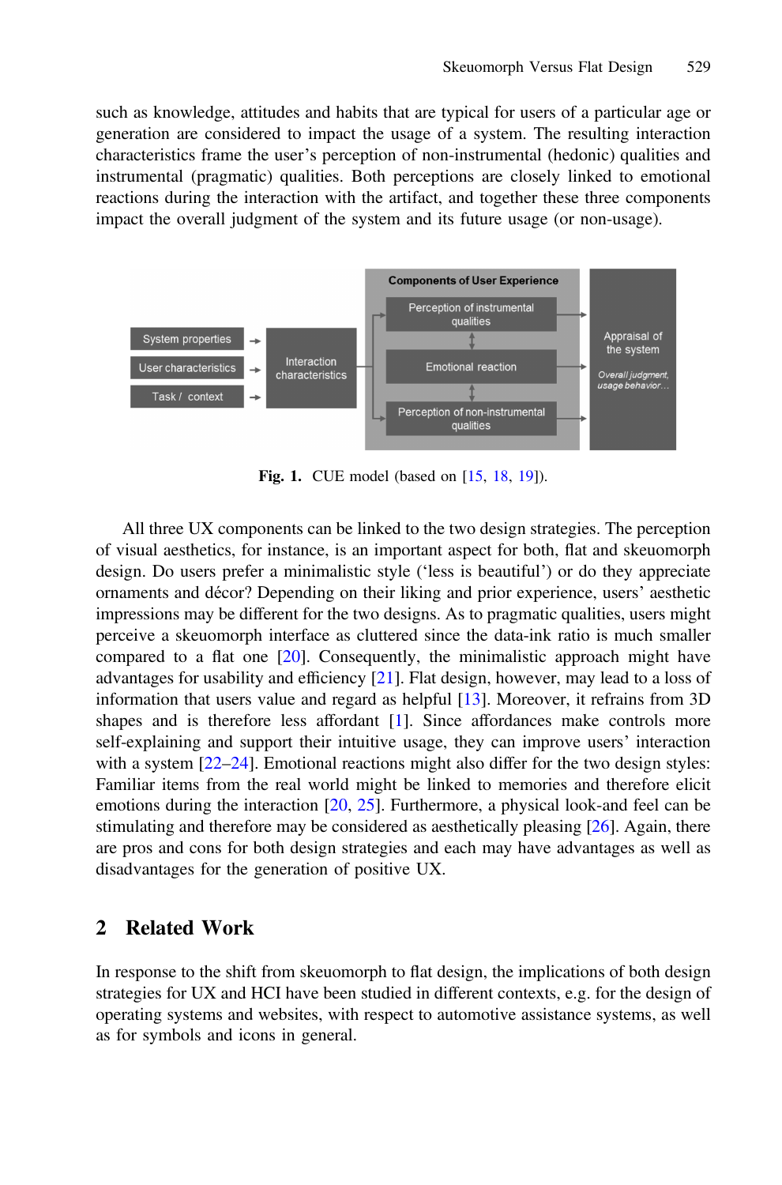such as knowledge, attitudes and habits that are typical for users of a particular age or generation are considered to impact the usage of a system. The resulting interaction characteristics frame the user's perception of non-instrumental (hedonic) qualities and instrumental (pragmatic) qualities. Both perceptions are closely linked to emotional reactions during the interaction with the artifact, and together these three components impact the overall judgment of the system and its future usage (or non-usage).

**Fig. 1.** CUE model (based on [15, 18, 19]).

All three UX components can be linked to the two design strategies. The perception of visual aesthetics, for instance, is an important aspect for both, flat and skeuomorph design. Do users prefer a minimalistic style ('less is beautiful') or do they appreciate ornaments and décor? Depending on their liking and prior experience, users' aesthetic impressions may be different for the two designs. As to pragmatic qualities, users might perceive a skeuomorph interface as cluttered since the data-ink ratio is much smaller compared to a flat one [20]. Consequently, the minimalistic approach might have advantages for usability and efficiency [21]. Flat design, however, may lead to a loss of information that users value and regard as helpful [13]. Moreover, it refrains from 3D shapes and is therefore less affordant [1]. Since affordances make controls more self-explaining and support their intuitive usage, they can improve users' interaction with a system [22–24]. Emotional reactions might also differ for the two design styles: Familiar items from the real world might be linked to memories and therefore elicit emotions during the interaction [20, 25]. Furthermore, a physical look-and feel can be stimulating and therefore may be considered as aesthetically pleasing [26]. Again, there are pros and cons for both design strategies and each may have advantages as well as disadvantages for the generation of positive UX.

## 2 Related Work

In response to the shift from skeuomorph to flat design, the implications of both design strategies for UX and HCI have been studied in different contexts, e.g. for the design of operating systems and websites, with respect to automotive assistance systems, as well as for symbols and icons in general.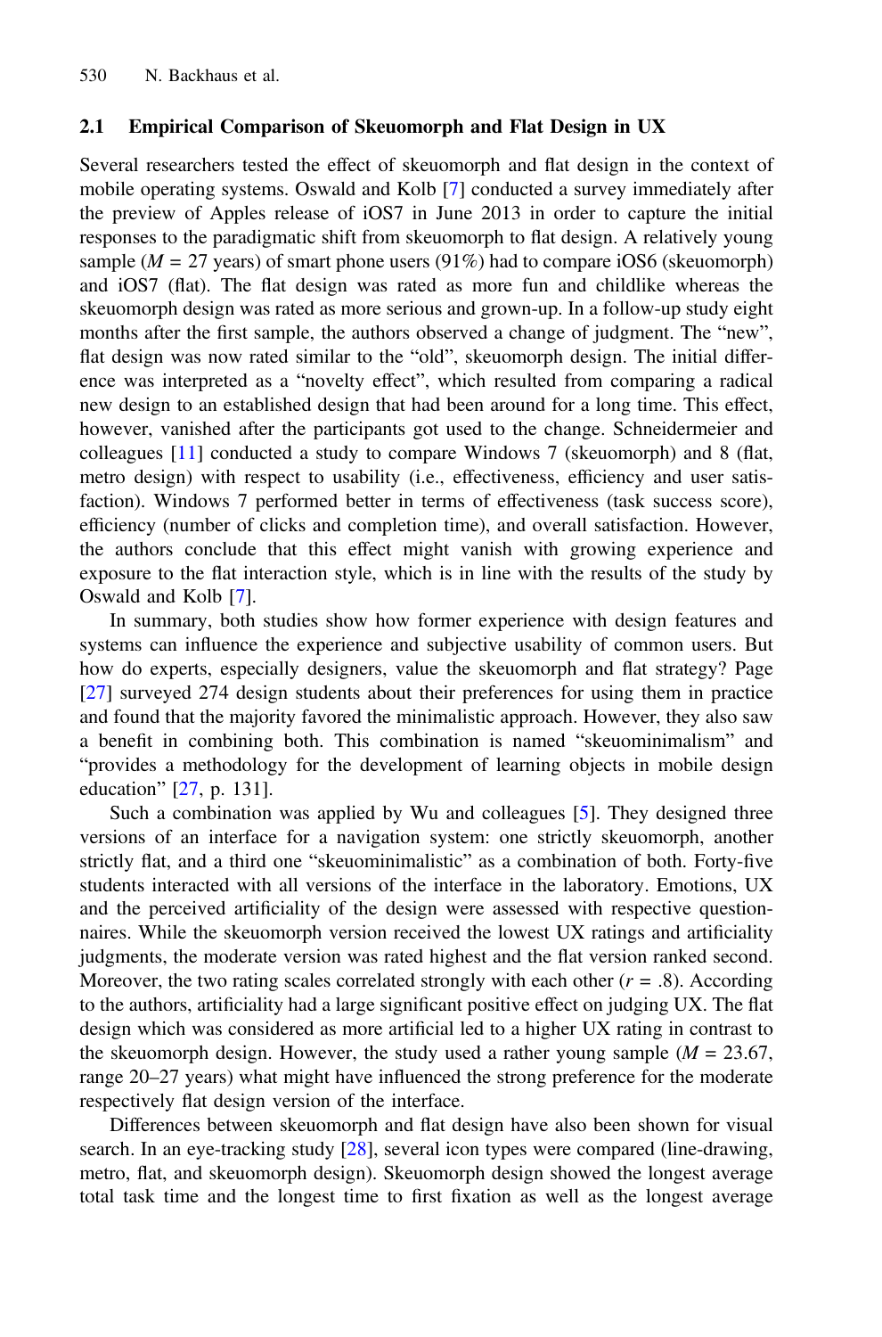### 2.1 Empirical Comparison of Skeuomorph and Flat Design in UX

Several researchers tested the effect of skeuomorph and flat design in the context of mobile operating systems. Oswald and Kolb [7] conducted a survey immediately after the preview of Apples release of iOS7 in June 2013 in order to capture the initial responses to the paradigmatic shift from skeuomorph to flat design. A relatively young sample ($M$ = 27 years) of smart phone users (91%) had to compare iOS6 (skeuomorph) and iOS7 (flat). The flat design was rated as more fun and childlike whereas the skeuomorph design was rated as more serious and grown-up. In a follow-up study eight months after the first sample, the authors observed a change of judgment. The "new", flat design was now rated similar to the "old", skeuomorph design. The initial difference was interpreted as a "novelty effect", which resulted from comparing a radical new design to an established design that had been around for a long time. This effect, however, vanished after the participants got used to the change. Schneidermeier and colleagues [11] conducted a study to compare Windows 7 (skeuomorph) and 8 (flat, metro design) with respect to usability (i.e., effectiveness, efficiency and user satisfaction). Windows 7 performed better in terms of effectiveness (task success score), efficiency (number of clicks and completion time), and overall satisfaction. However, the authors conclude that this effect might vanish with growing experience and exposure to the flat interaction style, which is in line with the results of the study by Oswald and Kolb [7].

In summary, both studies show how former experience with design features and systems can influence the experience and subjective usability of common users. But how do experts, especially designers, value the skeuomorph and flat strategy? Page [27] surveyed 274 design students about their preferences for using them in practice and found that the majority favored the minimalistic approach. However, they also saw a benefit in combining both. This combination is named "skeuominimalism" and "provides a methodology for the development of learning objects in mobile design education" [27, p. 131].

Such a combination was applied by Wu and colleagues [5]. They designed three versions of an interface for a navigation system: one strictly skeuomorph, another strictly flat, and a third one "skeuominimalistic" as a combination of both. Forty-five students interacted with all versions of the interface in the laboratory. Emotions, UX and the perceived artificiality of the design were assessed with respective questionnaires. While the skeuomorph version received the lowest UX ratings and artificiality judgments, the moderate version was rated highest and the flat version ranked second. Moreover, the two rating scales correlated strongly with each other ($r$ = .8). According to the authors, artificiality had a large significant positive effect on judging UX. The flat design which was considered as more artificial led to a higher UX rating in contrast to the skeuomorph design. However, the study used a rather young sample ($M$ = 23.67, range 20–27 years) what might have influenced the strong preference for the moderate respectively flat design version of the interface.

Differences between skeuomorph and flat design have also been shown for visual search. In an eye-tracking study [28], several icon types were compared (line-drawing, metro, flat, and skeuomorph design). Skeuomorph design showed the longest average total task time and the longest time to first fixation as well as the longest average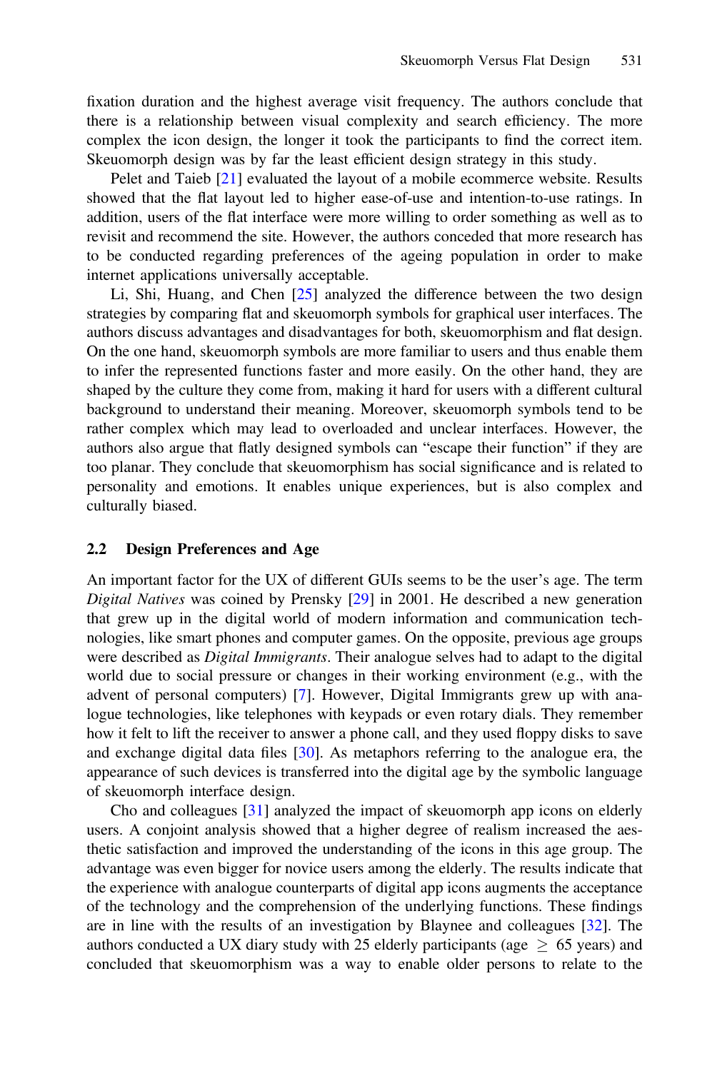fixation duration and the highest average visit frequency. The authors conclude that there is a relationship between visual complexity and search efficiency. The more complex the icon design, the longer it took the participants to find the correct item. Skeuomorph design was by far the least efficient design strategy in this study.

Pelet and Taieb [21] evaluated the layout of a mobile ecommerce website. Results showed that the flat layout led to higher ease-of-use and intention-to-use ratings. In addition, users of the flat interface were more willing to order something as well as to revisit and recommend the site. However, the authors conceded that more research has to be conducted regarding preferences of the ageing population in order to make internet applications universally acceptable.

Li, Shi, Huang, and Chen [25] analyzed the difference between the two design strategies by comparing flat and skeuomorph symbols for graphical user interfaces. The authors discuss advantages and disadvantages for both, skeuomorphism and flat design. On the one hand, skeuomorph symbols are more familiar to users and thus enable them to infer the represented functions faster and more easily. On the other hand, they are shaped by the culture they come from, making it hard for users with a different cultural background to understand their meaning. Moreover, skeuomorph symbols tend to be rather complex which may lead to overloaded and unclear interfaces. However, the authors also argue that flatly designed symbols can "escape their function" if they are too planar. They conclude that skeuomorphism has social significance and is related to personality and emotions. It enables unique experiences, but is also complex and culturally biased.

### 2.2 Design Preferences and Age

An important factor for the UX of different GUIs seems to be the user's age. The term *Digital Natives* was coined by Prensky [29] in 2001. He described a new generation that grew up in the digital world of modern information and communication technologies, like smart phones and computer games. On the opposite, previous age groups were described as *Digital Immigrants*. Their analogue selves had to adapt to the digital world due to social pressure or changes in their working environment (e.g., with the advent of personal computers) [7]. However, Digital Immigrants grew up with analogue technologies, like telephones with keypads or even rotary dials. They remember how it felt to lift the receiver to answer a phone call, and they used floppy disks to save and exchange digital data files [30]. As metaphors referring to the analogue era, the appearance of such devices is transferred into the digital age by the symbolic language of skeuomorph interface design.

Cho and colleagues [31] analyzed the impact of skeuomorph app icons on elderly users. A conjoint analysis showed that a higher degree of realism increased the aesthetic satisfaction and improved the understanding of the icons in this age group. The advantage was even bigger for novice users among the elderly. The results indicate that the experience with analogue counterparts of digital app icons augments the acceptance of the technology and the comprehension of the underlying functions. These findings are in line with the results of an investigation by Blaynee and colleagues [32]. The authors conducted a UX diary study with 25 elderly participants (age $\geq$ 65 years) and concluded that skeuomorphism was a way to enable older persons to relate to the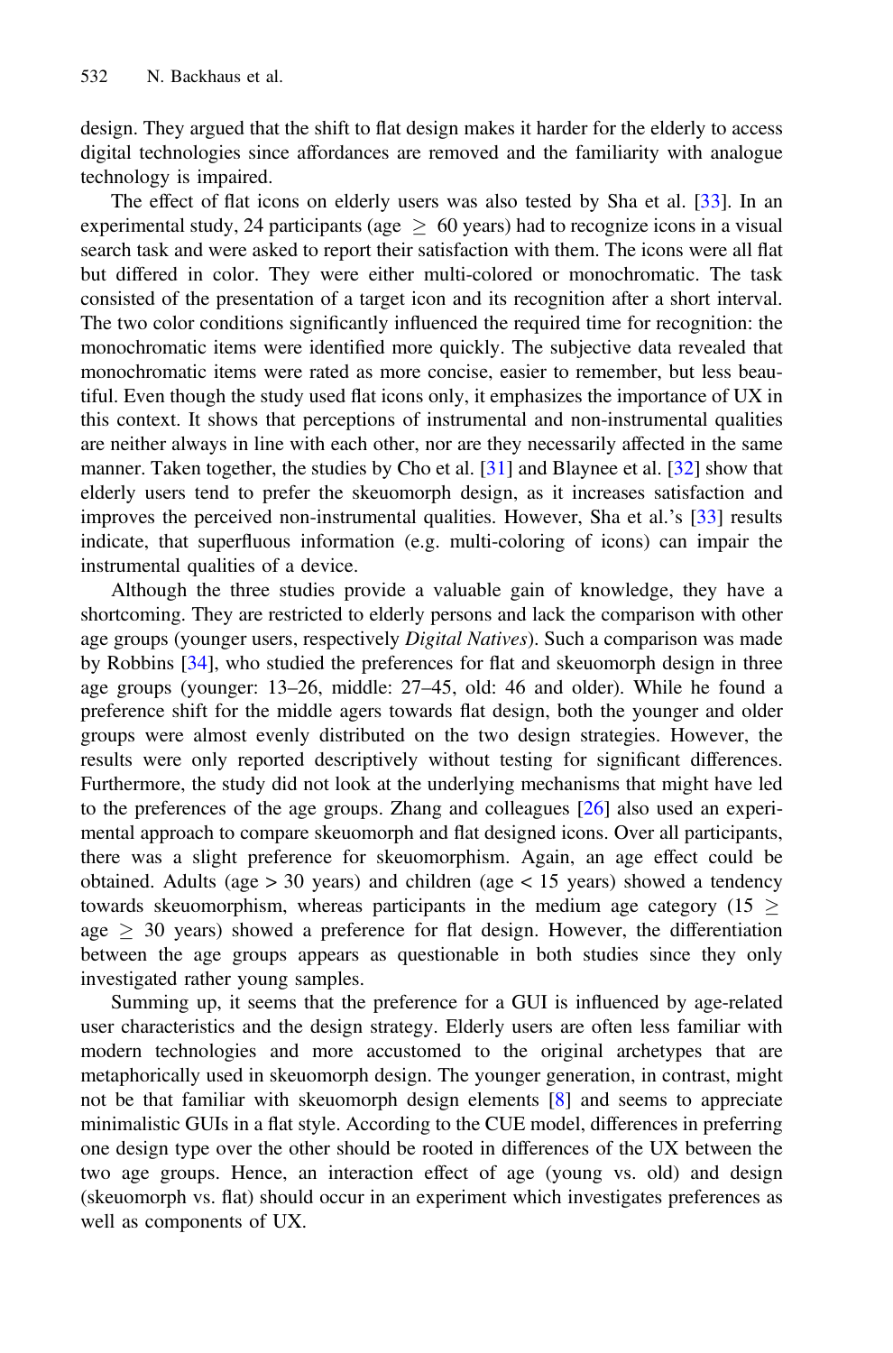design. They argued that the shift to flat design makes it harder for the elderly to access digital technologies since affordances are removed and the familiarity with analogue technology is impaired.

The effect of flat icons on elderly users was also tested by Sha et al. [33]. In an experimental study, 24 participants (age $\geq$ 60 years) had to recognize icons in a visual search task and were asked to report their satisfaction with them. The icons were all flat but differed in color. They were either multi-colored or monochromatic. The task consisted of the presentation of a target icon and its recognition after a short interval. The two color conditions significantly influenced the required time for recognition: the monochromatic items were identified more quickly. The subjective data revealed that monochromatic items were rated as more concise, easier to remember, but less beautiful. Even though the study used flat icons only, it emphasizes the importance of UX in this context. It shows that perceptions of instrumental and non-instrumental qualities are neither always in line with each other, nor are they necessarily affected in the same manner. Taken together, the studies by Cho et al. [31] and Blaynee et al. [32] show that elderly users tend to prefer the skeuomorph design, as it increases satisfaction and improves the perceived non-instrumental qualities. However, Sha et al.'s [33] results indicate, that superfluous information (e.g. multi-coloring of icons) can impair the instrumental qualities of a device.

Although the three studies provide a valuable gain of knowledge, they have a shortcoming. They are restricted to elderly persons and lack the comparison with other age groups (younger users, respectively *Digital Natives*). Such a comparison was made by Robbins [34], who studied the preferences for flat and skeuomorph design in three age groups (younger: 13–26, middle: 27–45, old: 46 and older). While he found a preference shift for the middle agers towards flat design, both the younger and older groups were almost evenly distributed on the two design strategies. However, the results were only reported descriptively without testing for significant differences. Furthermore, the study did not look at the underlying mechanisms that might have led to the preferences of the age groups. Zhang and colleagues [26] also used an experimental approach to compare skeuomorph and flat designed icons. Over all participants, there was a slight preference for skeuomorphism. Again, an age effect could be obtained. Adults (age > 30 years) and children (age < 15 years) showed a tendency towards skeuomorphism, whereas participants in the medium age category (15 $\geq$ age $\geq$ 30 years) showed a preference for flat design. However, the differentiation between the age groups appears as questionable in both studies since they only investigated rather young samples.

Summing up, it seems that the preference for a GUI is influenced by age-related user characteristics and the design strategy. Elderly users are often less familiar with modern technologies and more accustomed to the original archetypes that are metaphorically used in skeuomorph design. The younger generation, in contrast, might not be that familiar with skeuomorph design elements [8] and seems to appreciate minimalistic GUIs in a flat style. According to the CUE model, differences in preferring one design type over the other should be rooted in differences of the UX between the two age groups. Hence, an interaction effect of age (young vs. old) and design (skeuomorph vs. flat) should occur in an experiment which investigates preferences as well as components of UX.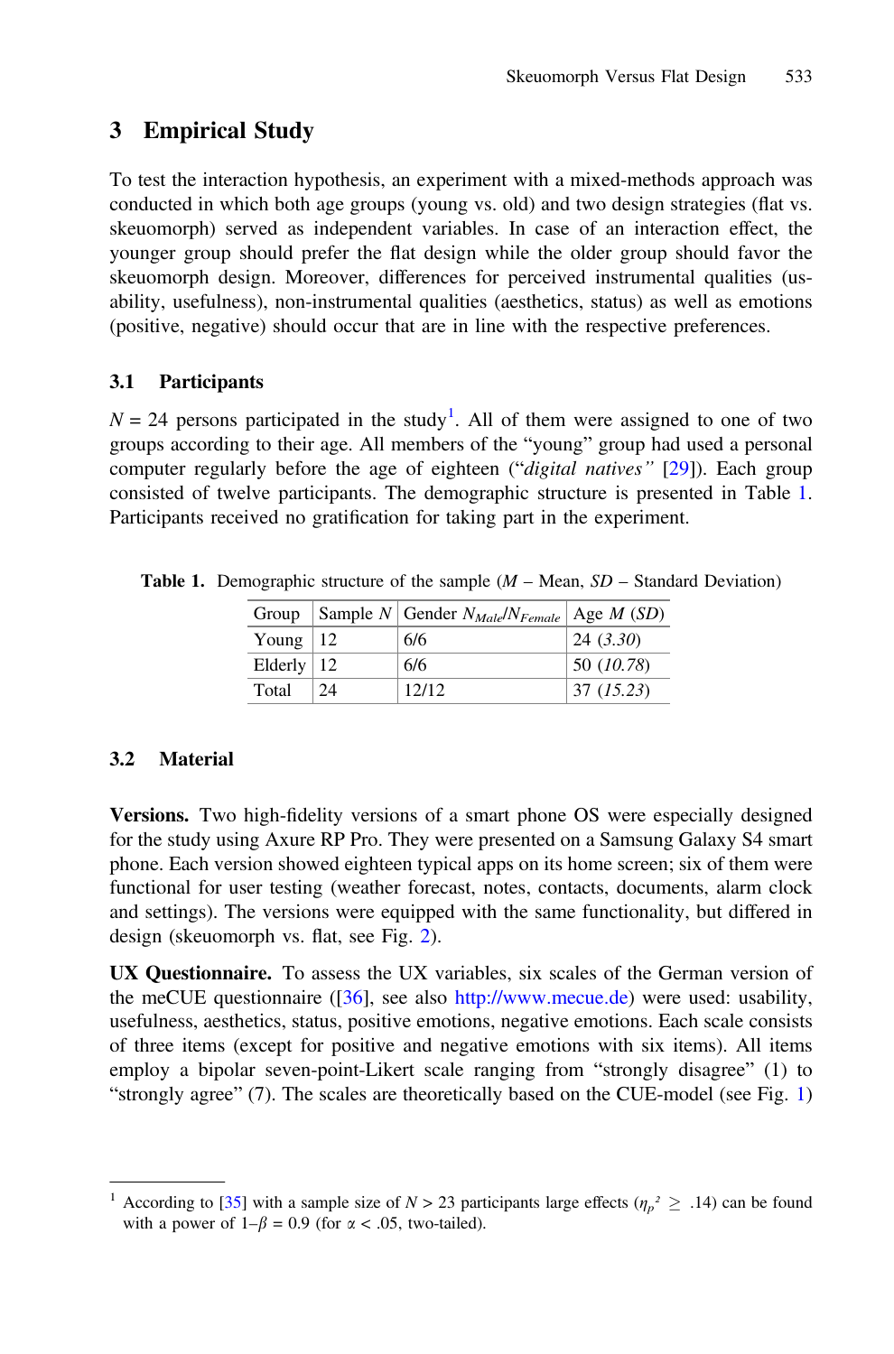## 3 Empirical Study

To test the interaction hypothesis, an experiment with a mixed-methods approach was conducted in which both age groups (young vs. old) and two design strategies (flat vs. skeuomorph) served as independent variables. In case of an interaction effect, the younger group should prefer the flat design while the older group should favor the skeuomorph design. Moreover, differences for perceived instrumental qualities (usability, usefulness), non-instrumental qualities (aesthetics, status) as well as emotions (positive, negative) should occur that are in line with the respective preferences.

### 3.1 Participants

$N = 24$ persons participated in the study[1]. All of them were assigned to one of two groups according to their age. All members of the "young" group had used a personal computer regularly before the age of eighteen ("*digital natives"* [29]). Each group consisted of twelve participants. The demographic structure is presented in Table 1. Participants received no gratification for taking part in the experiment.

**Table 1.** Demographic structure of the sample (*M* – Mean, *SD* – Standard Deviation)

| Group | Sample *N* | Gender $N_{Male}/N_{Female}$ | Age *M* (*SD*) |
|---|---|---|---|
| Young | 12 | 6/6 | 24 (*3.30*) |
| Elderly | 12 | 6/6 | 50 (*10.78*) |
| Total | 24 | 12/12 | 37 (*15.23*) |

### 3.2 Material

**Versions.** Two high-fidelity versions of a smart phone OS were especially designed for the study using Axure RP Pro. They were presented on a Samsung Galaxy S4 smart phone. Each version showed eighteen typical apps on its home screen; six of them were functional for user testing (weather forecast, notes, contacts, documents, alarm clock and settings). The versions were equipped with the same functionality, but differed in design (skeuomorph vs. flat, see Fig. 2).

**UX Questionnaire.** To assess the UX variables, six scales of the German version of the meCUE questionnaire ([36], see also http://www.mecue.de) were used: usability, usefulness, aesthetics, status, positive emotions, negative emotions. Each scale consists of three items (except for positive and negative emotions with six items). All items employ a bipolar seven-point-Likert scale ranging from "strongly disagree" (1) to "strongly agree" (7). The scales are theoretically based on the CUE-model (see Fig. 1)

---

[1] According to [35] with a sample size of $N > 23$ participants large effects ($\eta_p{}^2 \geq .14$) can be found with a power of $1–\beta = 0.9$ (for $\alpha < .05$, two-tailed).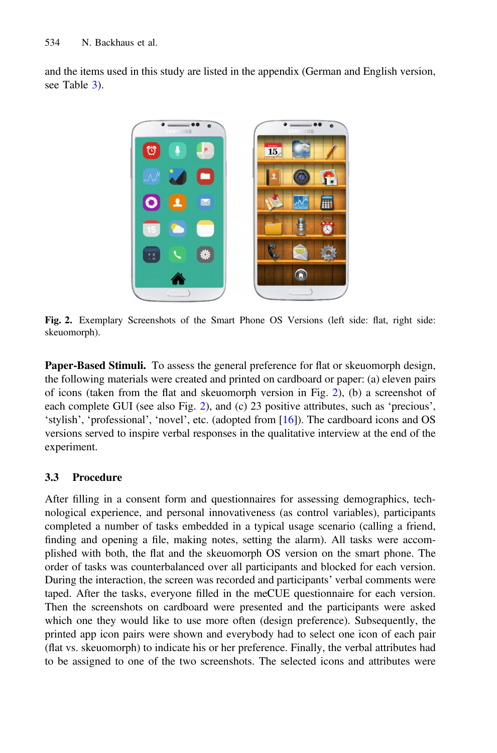and the items used in this study are listed in the appendix (German and English version, see Table 3).

**Fig. 2.** Exemplary Screenshots of the Smart Phone OS Versions (left side: flat, right side: skeuomorph).

**Paper-Based Stimuli.** To assess the general preference for flat or skeuomorph design, the following materials were created and printed on cardboard or paper: (a) eleven pairs of icons (taken from the flat and skeuomorph version in Fig. 2), (b) a screenshot of each complete GUI (see also Fig. 2), and (c) 23 positive attributes, such as 'precious', 'stylish', 'professional', 'novel', etc. (adopted from [16]). The cardboard icons and OS versions served to inspire verbal responses in the qualitative interview at the end of the experiment.

### 3.3 Procedure

After filling in a consent form and questionnaires for assessing demographics, technological experience, and personal innovativeness (as control variables), participants completed a number of tasks embedded in a typical usage scenario (calling a friend, finding and opening a file, making notes, setting the alarm). All tasks were accomplished with both, the flat and the skeuomorph OS version on the smart phone. The order of tasks was counterbalanced over all participants and blocked for each version. During the interaction, the screen was recorded and participants' verbal comments were taped. After the tasks, everyone filled in the meCUE questionnaire for each version. Then the screenshots on cardboard were presented and the participants were asked which one they would like to use more often (design preference). Subsequently, the printed app icon pairs were shown and everybody had to select one icon of each pair (flat vs. skeuomorph) to indicate his or her preference. Finally, the verbal attributes had to be assigned to one of the two screenshots. The selected icons and attributes were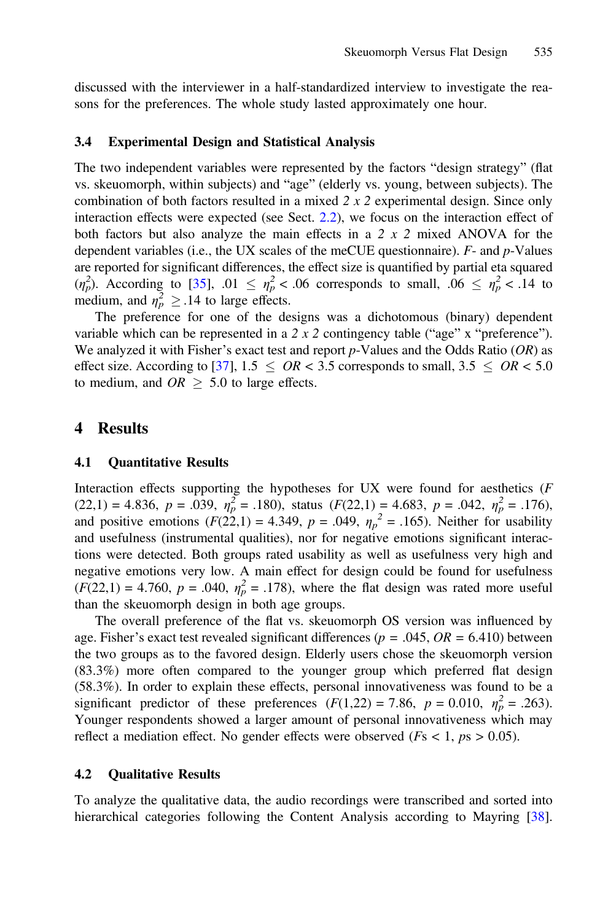discussed with the interviewer in a half-standardized interview to investigate the reasons for the preferences. The whole study lasted approximately one hour.

### 3.4 Experimental Design and Statistical Analysis

The two independent variables were represented by the factors "design strategy" (flat vs. skeuomorph, within subjects) and "age" (elderly vs. young, between subjects). The combination of both factors resulted in a mixed *2 x 2* experimental design. Since only interaction effects were expected (see Sect. 2.2), we focus on the interaction effect of both factors but also analyze the main effects in a *2 x 2* mixed ANOVA for the dependent variables (i.e., the UX scales of the meCUE questionnaire). *F*- and *p*-Values are reported for significant differences, the effect size is quantified by partial eta squared ($\eta_p^2$). According to [35], $.01 \leq \eta_p^2 < .06$ corresponds to small, $.06 \leq \eta_p^2 < .14$ to medium, and $\eta_p^2 \geq .14$ to large effects.

The preference for one of the designs was a dichotomous (binary) dependent variable which can be represented in a 2 x 2 contingency table ("age" x "preference"). We analyzed it with Fisher's exact test and report *p*-Values and the Odds Ratio (*OR*) as effect size. According to [37], $1.5 \leq OR < 3.5$ corresponds to small, $3.5 \leq OR < 5.0$ to medium, and $OR \geq 5.0$ to large effects.

## 4 Results

### 4.1 Quantitative Results

Interaction effects supporting the hypotheses for UX were found for aesthetics ($F(22{,}1) = 4.836$, $p = .039$, $\eta_p^2 = .180$), status ($F(22{,}1) = 4.683$, $p = .042$, $\eta_p^2 = .176$), and positive emotions ($F(22{,}1) = 4.349$, $p = .049$, ${\eta_p}^2 = .165$). Neither for usability and usefulness (instrumental qualities), nor for negative emotions significant interactions were detected. Both groups rated usability as well as usefulness very high and negative emotions very low. A main effect for design could be found for usefulness ($F(22{,}1) = 4.760$, $p = .040$, $\eta_p^2 = .178$), where the flat design was rated more useful than the skeuomorph design in both age groups.

The overall preference of the flat vs. skeuomorph OS version was influenced by age. Fisher's exact test revealed significant differences ($p = .045$, $OR = 6.410$) between the two groups as to the favored design. Elderly users chose the skeuomorph version (83.3%) more often compared to the younger group which preferred flat design (58.3%). In order to explain these effects, personal innovativeness was found to be a significant predictor of these preferences ($F(1{,}22) = 7.86$, $p = 0.010$, $\eta_p^2 = .263$). Younger respondents showed a larger amount of personal innovativeness which may reflect a mediation effect. No gender effects were observed ($Fs < 1$, $ps > 0.05$).

### 4.2 Qualitative Results

To analyze the qualitative data, the audio recordings were transcribed and sorted into hierarchical categories following the Content Analysis according to Mayring [38].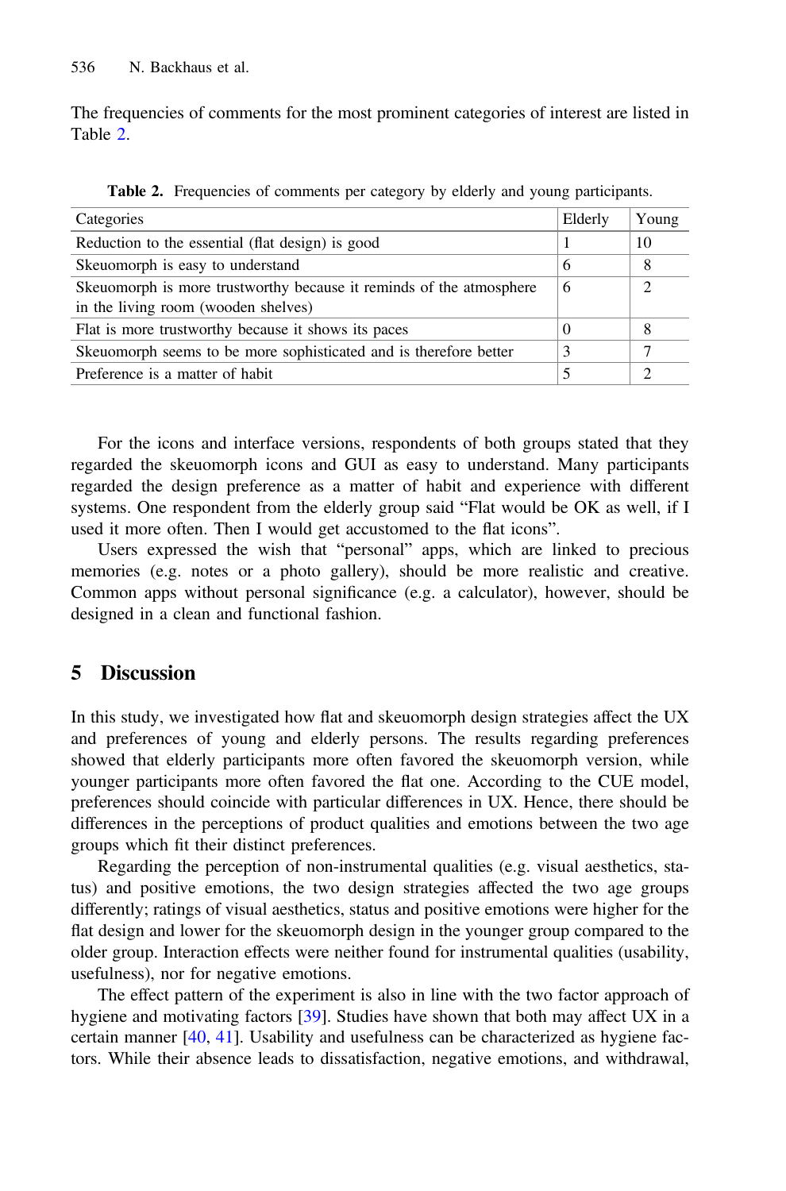The frequencies of comments for the most prominent categories of interest are listed in Table 2.

Table 2. Frequencies of comments per category by elderly and young participants.

| Categories | Elderly | Young |
|---|---|---|
| Reduction to the essential (flat design) is good | 1 | 10 |
| Skeuomorph is easy to understand | 6 | 8 |
| Skeuomorph is more trustworthy because it reminds of the atmosphere in the living room (wooden shelves) | 6 | 2 |
| Flat is more trustworthy because it shows its paces | 0 | 8 |
| Skeuomorph seems to be more sophisticated and is therefore better | 3 | 7 |
| Preference is a matter of habit | 5 | 2 |

For the icons and interface versions, respondents of both groups stated that they regarded the skeuomorph icons and GUI as easy to understand. Many participants regarded the design preference as a matter of habit and experience with different systems. One respondent from the elderly group said "Flat would be OK as well, if I used it more often. Then I would get accustomed to the flat icons".

Users expressed the wish that "personal" apps, which are linked to precious memories (e.g. notes or a photo gallery), should be more realistic and creative. Common apps without personal significance (e.g. a calculator), however, should be designed in a clean and functional fashion.

## 5 Discussion

In this study, we investigated how flat and skeuomorph design strategies affect the UX and preferences of young and elderly persons. The results regarding preferences showed that elderly participants more often favored the skeuomorph version, while younger participants more often favored the flat one. According to the CUE model, preferences should coincide with particular differences in UX. Hence, there should be differences in the perceptions of product qualities and emotions between the two age groups which fit their distinct preferences.

Regarding the perception of non-instrumental qualities (e.g. visual aesthetics, status) and positive emotions, the two design strategies affected the two age groups differently; ratings of visual aesthetics, status and positive emotions were higher for the flat design and lower for the skeuomorph design in the younger group compared to the older group. Interaction effects were neither found for instrumental qualities (usability, usefulness), nor for negative emotions.

The effect pattern of the experiment is also in line with the two factor approach of hygiene and motivating factors [39]. Studies have shown that both may affect UX in a certain manner [40, 41]. Usability and usefulness can be characterized as hygiene factors. While their absence leads to dissatisfaction, negative emotions, and withdrawal,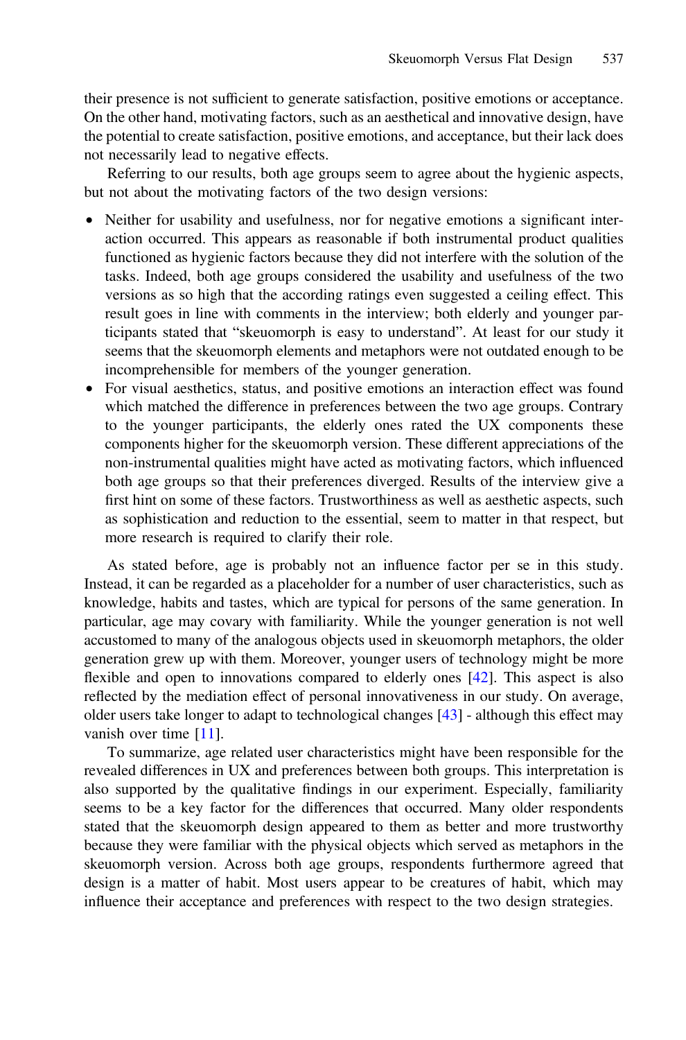their presence is not sufficient to generate satisfaction, positive emotions or acceptance. On the other hand, motivating factors, such as an aesthetical and innovative design, have the potential to create satisfaction, positive emotions, and acceptance, but their lack does not necessarily lead to negative effects.

Referring to our results, both age groups seem to agree about the hygienic aspects, but not about the motivating factors of the two design versions:

- Neither for usability and usefulness, nor for negative emotions a significant interaction occurred. This appears as reasonable if both instrumental product qualities functioned as hygienic factors because they did not interfere with the solution of the tasks. Indeed, both age groups considered the usability and usefulness of the two versions as so high that the according ratings even suggested a ceiling effect. This result goes in line with comments in the interview; both elderly and younger participants stated that "skeuomorph is easy to understand". At least for our study it seems that the skeuomorph elements and metaphors were not outdated enough to be incomprehensible for members of the younger generation.
- For visual aesthetics, status, and positive emotions an interaction effect was found which matched the difference in preferences between the two age groups. Contrary to the younger participants, the elderly ones rated the UX components these components higher for the skeuomorph version. These different appreciations of the non-instrumental qualities might have acted as motivating factors, which influenced both age groups so that their preferences diverged. Results of the interview give a first hint on some of these factors. Trustworthiness as well as aesthetic aspects, such as sophistication and reduction to the essential, seem to matter in that respect, but more research is required to clarify their role.

As stated before, age is probably not an influence factor per se in this study. Instead, it can be regarded as a placeholder for a number of user characteristics, such as knowledge, habits and tastes, which are typical for persons of the same generation. In particular, age may covary with familiarity. While the younger generation is not well accustomed to many of the analogous objects used in skeuomorph metaphors, the older generation grew up with them. Moreover, younger users of technology might be more flexible and open to innovations compared to elderly ones [42]. This aspect is also reflected by the mediation effect of personal innovativeness in our study. On average, older users take longer to adapt to technological changes [43] - although this effect may vanish over time [11].

To summarize, age related user characteristics might have been responsible for the revealed differences in UX and preferences between both groups. This interpretation is also supported by the qualitative findings in our experiment. Especially, familiarity seems to be a key factor for the differences that occurred. Many older respondents stated that the skeuomorph design appeared to them as better and more trustworthy because they were familiar with the physical objects which served as metaphors in the skeuomorph version. Across both age groups, respondents furthermore agreed that design is a matter of habit. Most users appear to be creatures of habit, which may influence their acceptance and preferences with respect to the two design strategies.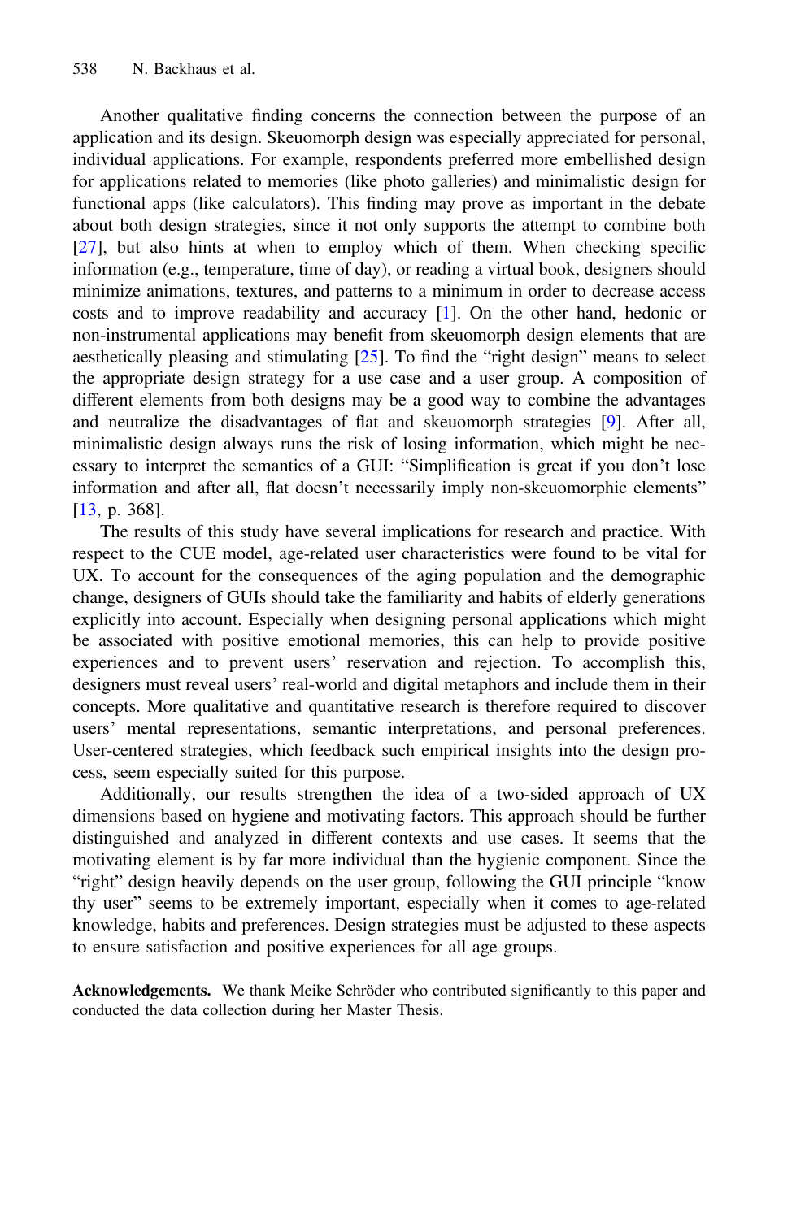Another qualitative finding concerns the connection between the purpose of an application and its design. Skeuomorph design was especially appreciated for personal, individual applications. For example, respondents preferred more embellished design for applications related to memories (like photo galleries) and minimalistic design for functional apps (like calculators). This finding may prove as important in the debate about both design strategies, since it not only supports the attempt to combine both [27], but also hints at when to employ which of them. When checking specific information (e.g., temperature, time of day), or reading a virtual book, designers should minimize animations, textures, and patterns to a minimum in order to decrease access costs and to improve readability and accuracy [1]. On the other hand, hedonic or non-instrumental applications may benefit from skeuomorph design elements that are aesthetically pleasing and stimulating [25]. To find the "right design" means to select the appropriate design strategy for a use case and a user group. A composition of different elements from both designs may be a good way to combine the advantages and neutralize the disadvantages of flat and skeuomorph strategies [9]. After all, minimalistic design always runs the risk of losing information, which might be necessary to interpret the semantics of a GUI: "Simplification is great if you don't lose information and after all, flat doesn't necessarily imply non-skeuomorphic elements" [13, p. 368].

The results of this study have several implications for research and practice. With respect to the CUE model, age-related user characteristics were found to be vital for UX. To account for the consequences of the aging population and the demographic change, designers of GUIs should take the familiarity and habits of elderly generations explicitly into account. Especially when designing personal applications which might be associated with positive emotional memories, this can help to provide positive experiences and to prevent users' reservation and rejection. To accomplish this, designers must reveal users' real-world and digital metaphors and include them in their concepts. More qualitative and quantitative research is therefore required to discover users' mental representations, semantic interpretations, and personal preferences. User-centered strategies, which feedback such empirical insights into the design process, seem especially suited for this purpose.

Additionally, our results strengthen the idea of a two-sided approach of UX dimensions based on hygiene and motivating factors. This approach should be further distinguished and analyzed in different contexts and use cases. It seems that the motivating element is by far more individual than the hygienic component. Since the "right" design heavily depends on the user group, following the GUI principle "know thy user" seems to be extremely important, especially when it comes to age-related knowledge, habits and preferences. Design strategies must be adjusted to these aspects to ensure satisfaction and positive experiences for all age groups.

**Acknowledgements.** We thank Meike Schröder who contributed significantly to this paper and conducted the data collection during her Master Thesis.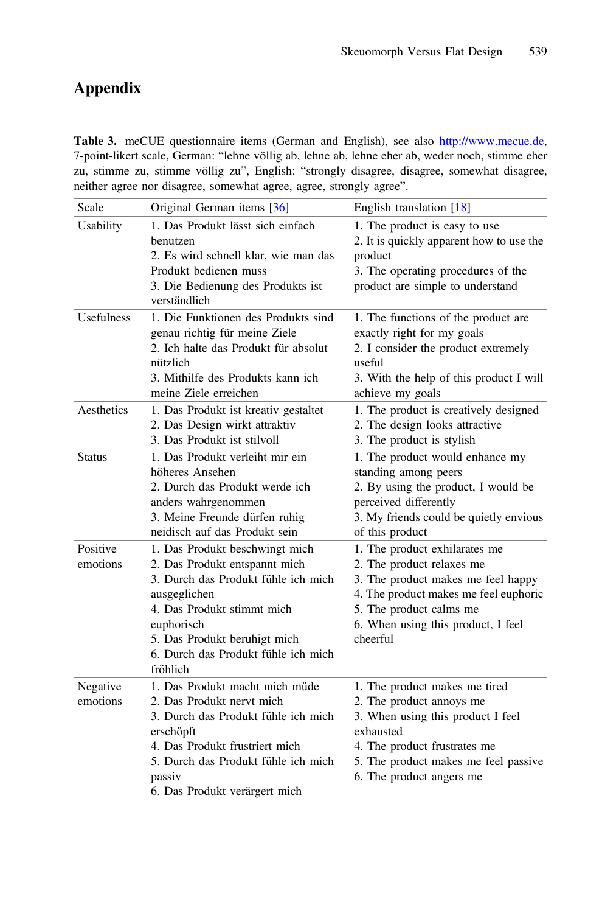## Appendix

**Table 3.** meCUE questionnaire items (German and English), see also http://www.mecue.de, 7-point-likert scale, German: "lehne völlig ab, lehne ab, lehne eher ab, weder noch, stimme eher zu, stimme zu, stimme völlig zu", English: "strongly disagree, disagree, somewhat disagree, neither agree nor disagree, somewhat agree, agree, strongly agree".

| Scale | Original German items [36] | English translation [18] |
|---|---|---|
| Usability | 1. Das Produkt lässt sich einfach benutzen<br>2. Es wird schnell klar, wie man das Produkt bedienen muss<br>3. Die Bedienung des Produkts ist verständlich | 1. The product is easy to use<br>2. It is quickly apparent how to use the product<br>3. The operating procedures of the product are simple to understand |
| Usefulness | 1. Die Funktionen des Produkts sind genau richtig für meine Ziele<br>2. Ich halte das Produkt für absolut nützlich<br>3. Mithilfe des Produkts kann ich meine Ziele erreichen | 1. The functions of the product are exactly right for my goals<br>2. I consider the product extremely useful<br>3. With the help of this product I will achieve my goals |
| Aesthetics | 1. Das Produkt ist kreativ gestaltet<br>2. Das Design wirkt attraktiv<br>3. Das Produkt ist stilvoll | 1. The product is creatively designed<br>2. The design looks attractive<br>3. The product is stylish |
| Status | 1. Das Produkt verleiht mir ein höheres Ansehen<br>2. Durch das Produkt werde ich anders wahrgenommen<br>3. Meine Freunde dürfen ruhig neidisch auf das Produkt sein | 1. The product would enhance my standing among peers<br>2. By using the product, I would be perceived differently<br>3. My friends could be quietly envious of this product |
| Positive emotions | 1. Das Produkt beschwingt mich<br>2. Das Produkt entspannt mich<br>3. Durch das Produkt fühle ich mich ausgeglichen<br>4. Das Produkt stimmt mich euphorisch<br>5. Das Produkt beruhigt mich<br>6. Durch das Produkt fühle ich mich fröhlich | 1. The product exhilarates me<br>2. The product relaxes me<br>3. The product makes me feel happy<br>4. The product makes me feel euphoric<br>5. The product calms me<br>6. When using this product, I feel cheerful |
| Negative emotions | 1. Das Produkt macht mich müde<br>2. Das Produkt nervt mich<br>3. Durch das Produkt fühle ich mich erschöpft<br>4. Das Produkt frustriert mich<br>5. Durch das Produkt fühle ich mich passiv<br>6. Das Produkt verärgert mich | 1. The product makes me tired<br>2. The product annoys me<br>3. When using this product I feel exhausted<br>4. The product frustrates me<br>5. The product makes me feel passive<br>6. The product angers me |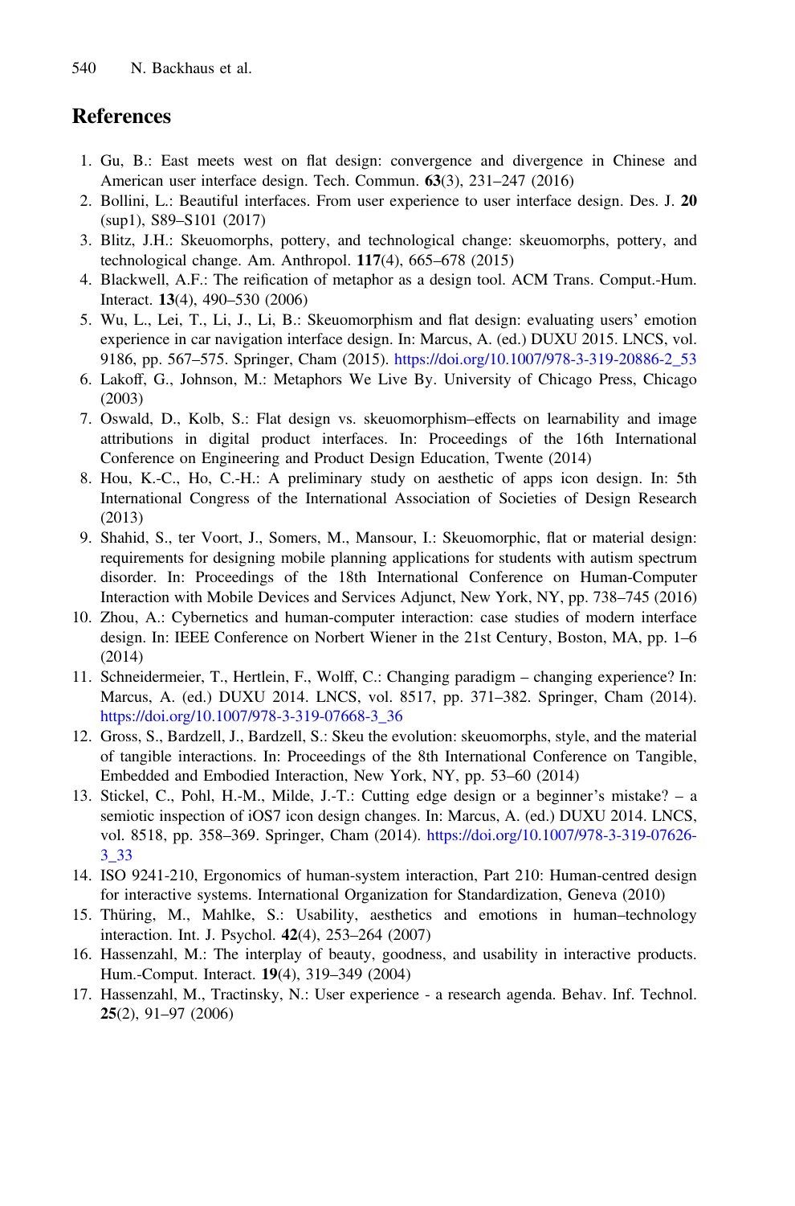## References

1. Gu, B.: East meets west on flat design: convergence and divergence in Chinese and American user interface design. Tech. Commun. **63**(3), 231–247 (2016)
2. Bollini, L.: Beautiful interfaces. From user experience to user interface design. Des. J. **20** (sup1), S89–S101 (2017)
3. Blitz, J.H.: Skeuomorphs, pottery, and technological change: skeuomorphs, pottery, and technological change. Am. Anthropol. **117**(4), 665–678 (2015)
4. Blackwell, A.F.: The reification of metaphor as a design tool. ACM Trans. Comput.-Hum. Interact. **13**(4), 490–530 (2006)
5. Wu, L., Lei, T., Li, J., Li, B.: Skeuomorphism and flat design: evaluating users' emotion experience in car navigation interface design. In: Marcus, A. (ed.) DUXU 2015. LNCS, vol. 9186, pp. 567–575. Springer, Cham (2015). https://doi.org/10.1007/978-3-319-20886-2_53
6. Lakoff, G., Johnson, M.: Metaphors We Live By. University of Chicago Press, Chicago (2003)
7. Oswald, D., Kolb, S.: Flat design vs. skeuomorphism–effects on learnability and image attributions in digital product interfaces. In: Proceedings of the 16th International Conference on Engineering and Product Design Education, Twente (2014)
8. Hou, K.-C., Ho, C.-H.: A preliminary study on aesthetic of apps icon design. In: 5th International Congress of the International Association of Societies of Design Research (2013)
9. Shahid, S., ter Voort, J., Somers, M., Mansour, I.: Skeuomorphic, flat or material design: requirements for designing mobile planning applications for students with autism spectrum disorder. In: Proceedings of the 18th International Conference on Human-Computer Interaction with Mobile Devices and Services Adjunct, New York, NY, pp. 738–745 (2016)
10. Zhou, A.: Cybernetics and human-computer interaction: case studies of modern interface design. In: IEEE Conference on Norbert Wiener in the 21st Century, Boston, MA, pp. 1–6 (2014)
11. Schneidermeier, T., Hertlein, F., Wolff, C.: Changing paradigm – changing experience? In: Marcus, A. (ed.) DUXU 2014. LNCS, vol. 8517, pp. 371–382. Springer, Cham (2014). https://doi.org/10.1007/978-3-319-07668-3_36
12. Gross, S., Bardzell, J., Bardzell, S.: Skeu the evolution: skeuomorphs, style, and the material of tangible interactions. In: Proceedings of the 8th International Conference on Tangible, Embedded and Embodied Interaction, New York, NY, pp. 53–60 (2014)
13. Stickel, C., Pohl, H.-M., Milde, J.-T.: Cutting edge design or a beginner's mistake? – a semiotic inspection of iOS7 icon design changes. In: Marcus, A. (ed.) DUXU 2014. LNCS, vol. 8518, pp. 358–369. Springer, Cham (2014). https://doi.org/10.1007/978-3-319-07626-3_33
14. ISO 9241-210, Ergonomics of human-system interaction, Part 210: Human-centred design for interactive systems. International Organization for Standardization, Geneva (2010)
15. Thüring, M., Mahlke, S.: Usability, aesthetics and emotions in human–technology interaction. Int. J. Psychol. **42**(4), 253–264 (2007)
16. Hassenzahl, M.: The interplay of beauty, goodness, and usability in interactive products. Hum.-Comput. Interact. **19**(4), 319–349 (2004)
17. Hassenzahl, M., Tractinsky, N.: User experience - a research agenda. Behav. Inf. Technol. **25**(2), 91–97 (2006)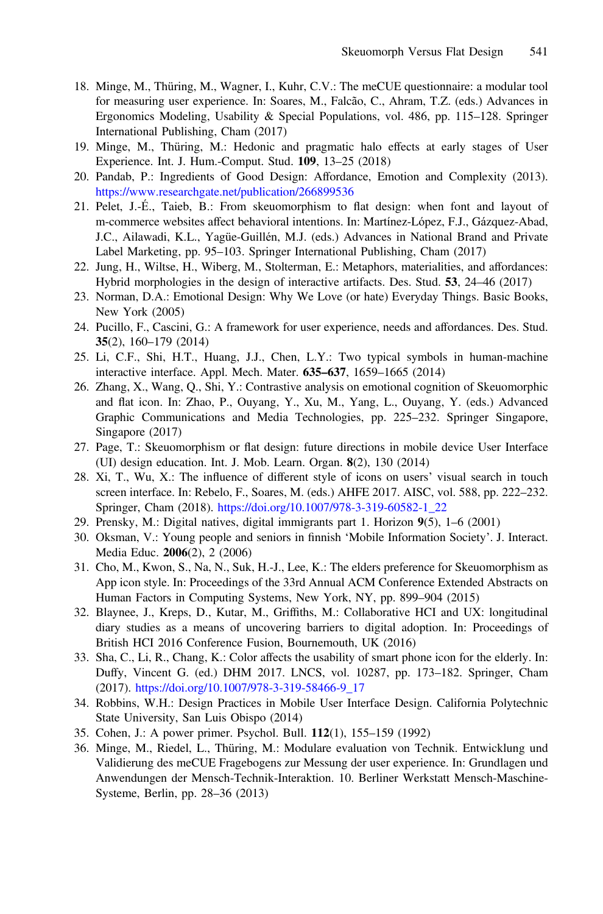18. Minge, M., Thüring, M., Wagner, I., Kuhr, C.V.: The meCUE questionnaire: a modular tool for measuring user experience. In: Soares, M., Falcão, C., Ahram, T.Z. (eds.) Advances in Ergonomics Modeling, Usability & Special Populations, vol. 486, pp. 115–128. Springer International Publishing, Cham (2017)
19. Minge, M., Thüring, M.: Hedonic and pragmatic halo effects at early stages of User Experience. Int. J. Hum.-Comput. Stud. **109**, 13–25 (2018)
20. Pandab, P.: Ingredients of Good Design: Affordance, Emotion and Complexity (2013). https://www.researchgate.net/publication/266899536
21. Pelet, J.-É., Taieb, B.: From skeuomorphism to flat design: when font and layout of m-commerce websites affect behavioral intentions. In: Martínez-López, F.J., Gázquez-Abad, J.C., Ailawadi, K.L., Yagüe-Guillén, M.J. (eds.) Advances in National Brand and Private Label Marketing, pp. 95–103. Springer International Publishing, Cham (2017)
22. Jung, H., Wiltse, H., Wiberg, M., Stolterman, E.: Metaphors, materialities, and affordances: Hybrid morphologies in the design of interactive artifacts. Des. Stud. **53**, 24–46 (2017)
23. Norman, D.A.: Emotional Design: Why We Love (or hate) Everyday Things. Basic Books, New York (2005)
24. Pucillo, F., Cascini, G.: A framework for user experience, needs and affordances. Des. Stud. **35**(2), 160–179 (2014)
25. Li, C.F., Shi, H.T., Huang, J.J., Chen, L.Y.: Two typical symbols in human-machine interactive interface. Appl. Mech. Mater. **635–637**, 1659–1665 (2014)
26. Zhang, X., Wang, Q., Shi, Y.: Contrastive analysis on emotional cognition of Skeuomorphic and flat icon. In: Zhao, P., Ouyang, Y., Xu, M., Yang, L., Ouyang, Y. (eds.) Advanced Graphic Communications and Media Technologies, pp. 225–232. Springer Singapore, Singapore (2017)
27. Page, T.: Skeuomorphism or flat design: future directions in mobile device User Interface (UI) design education. Int. J. Mob. Learn. Organ. **8**(2), 130 (2014)
28. Xi, T., Wu, X.: The influence of different style of icons on users' visual search in touch screen interface. In: Rebelo, F., Soares, M. (eds.) AHFE 2017. AISC, vol. 588, pp. 222–232. Springer, Cham (2018). https://doi.org/10.1007/978-3-319-60582-1_22
29. Prensky, M.: Digital natives, digital immigrants part 1. Horizon **9**(5), 1–6 (2001)
30. Oksman, V.: Young people and seniors in finnish 'Mobile Information Society'. J. Interact. Media Educ. **2006**(2), 2 (2006)
31. Cho, M., Kwon, S., Na, N., Suk, H.-J., Lee, K.: The elders preference for Skeuomorphism as App icon style. In: Proceedings of the 33rd Annual ACM Conference Extended Abstracts on Human Factors in Computing Systems, New York, NY, pp. 899–904 (2015)
32. Blaynee, J., Kreps, D., Kutar, M., Griffiths, M.: Collaborative HCI and UX: longitudinal diary studies as a means of uncovering barriers to digital adoption. In: Proceedings of British HCI 2016 Conference Fusion, Bournemouth, UK (2016)
33. Sha, C., Li, R., Chang, K.: Color affects the usability of smart phone icon for the elderly. In: Duffy, Vincent G. (ed.) DHM 2017. LNCS, vol. 10287, pp. 173–182. Springer, Cham (2017). https://doi.org/10.1007/978-3-319-58466-9_17
34. Robbins, W.H.: Design Practices in Mobile User Interface Design. California Polytechnic State University, San Luis Obispo (2014)
35. Cohen, J.: A power primer. Psychol. Bull. **112**(1), 155–159 (1992)
36. Minge, M., Riedel, L., Thüring, M.: Modulare evaluation von Technik. Entwicklung und Validierung des meCUE Fragebogens zur Messung der user experience. In: Grundlagen und Anwendungen der Mensch-Technik-Interaktion. 10. Berliner Werkstatt Mensch-Maschine-Systeme, Berlin, pp. 28–36 (2013)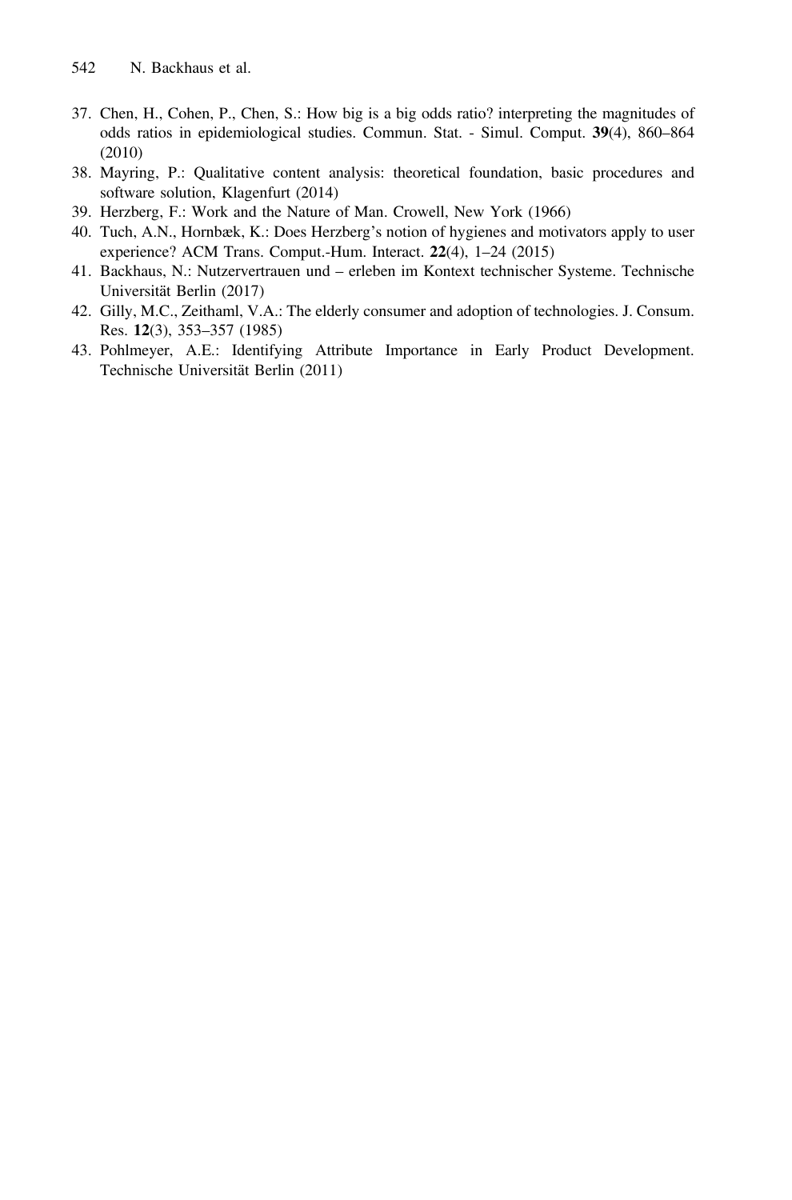37. Chen, H., Cohen, P., Chen, S.: How big is a big odds ratio? interpreting the magnitudes of odds ratios in epidemiological studies. Commun. Stat. - Simul. Comput. **39**(4), 860–864 (2010)
38. Mayring, P.: Qualitative content analysis: theoretical foundation, basic procedures and software solution, Klagenfurt (2014)
39. Herzberg, F.: Work and the Nature of Man. Crowell, New York (1966)
40. Tuch, A.N., Hornbæk, K.: Does Herzberg's notion of hygienes and motivators apply to user experience? ACM Trans. Comput.-Hum. Interact. **22**(4), 1–24 (2015)
41. Backhaus, N.: Nutzervertrauen und – erleben im Kontext technischer Systeme. Technische Universität Berlin (2017)
42. Gilly, M.C., Zeithaml, V.A.: The elderly consumer and adoption of technologies. J. Consum. Res. **12**(3), 353–357 (1985)
43. Pohlmeyer, A.E.: Identifying Attribute Importance in Early Product Development. Technische Universität Berlin (2011)